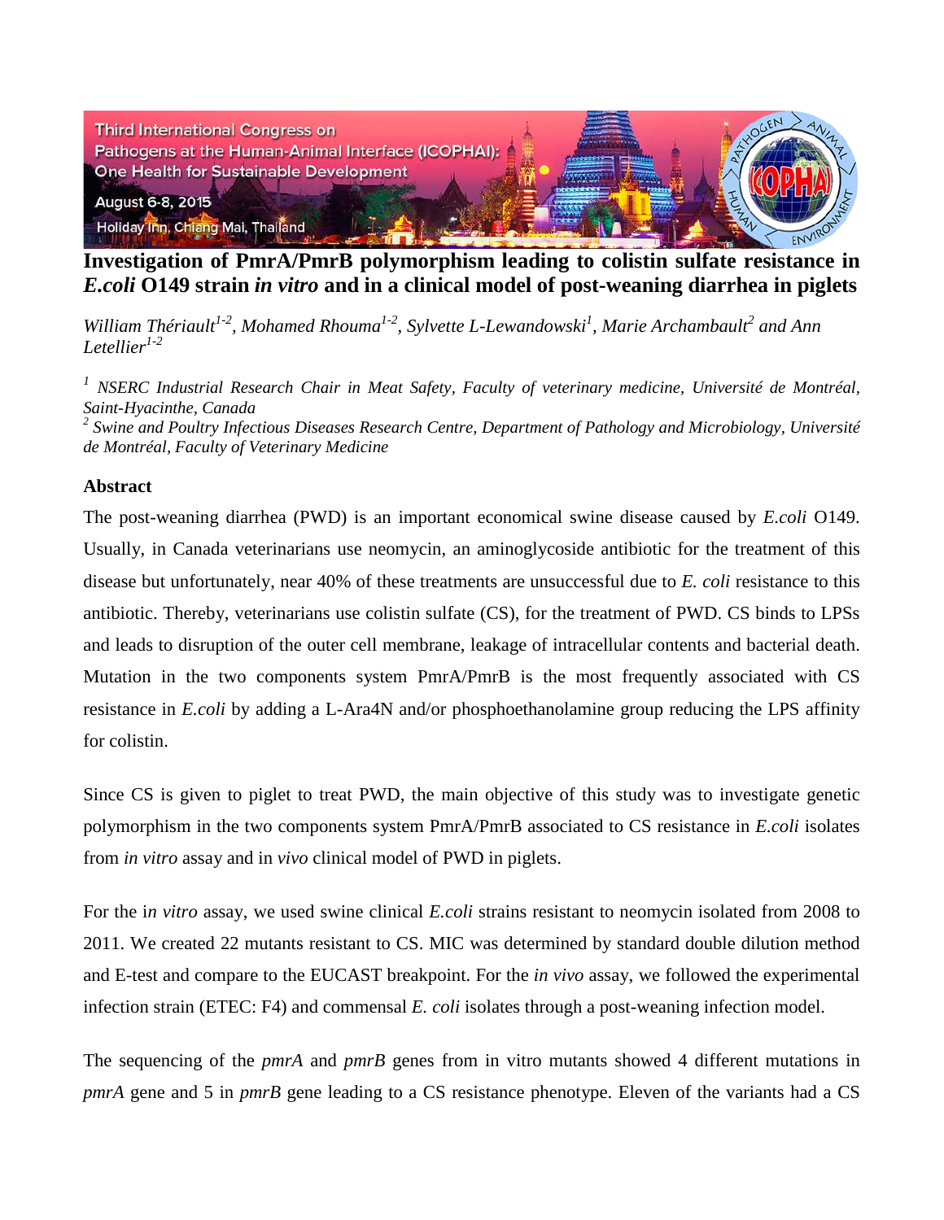Third International Congress on Pathogens at the Human-Animal Interface (ICOPHAI): One Health for Sustainable Development

August 6-8, 2015

Holiday Inn, Chiang Mai, Thailand

# Investigation of PmrA/PmrB polymorphism leading to colistin sulfate resistance in *E.coli* O149 strain *in vitro* and in a clinical model of post-weaning diarrhea in piglets

*William Thériault[1-2], Mohamed Rhouma[1-2], Sylvette L-Lewandowski[1], Marie Archambault[2] and Ann Letellier[1-2]*

*[1] NSERC Industrial Research Chair in Meat Safety, Faculty of veterinary medicine, Université de Montréal, Saint-Hyacinthe, Canada*

*[2] Swine and Poultry Infectious Diseases Research Centre, Department of Pathology and Microbiology, Université de Montréal, Faculty of Veterinary Medicine*

## Abstract

The post-weaning diarrhea (PWD) is an important economical swine disease caused by *E.coli* O149. Usually, in Canada veterinarians use neomycin, an aminoglycoside antibiotic for the treatment of this disease but unfortunately, near 40% of these treatments are unsuccessful due to *E. coli* resistance to this antibiotic. Thereby, veterinarians use colistin sulfate (CS), for the treatment of PWD. CS binds to LPSs and leads to disruption of the outer cell membrane, leakage of intracellular contents and bacterial death. Mutation in the two components system PmrA/PmrB is the most frequently associated with CS resistance in *E.coli* by adding a L-Ara4N and/or phosphoethanolamine group reducing the LPS affinity for colistin.

Since CS is given to piglet to treat PWD, the main objective of this study was to investigate genetic polymorphism in the two components system PmrA/PmrB associated to CS resistance in *E.coli* isolates from *in vitro* assay and in *vivo* clinical model of PWD in piglets.

For the i*n vitro* assay, we used swine clinical *E.coli* strains resistant to neomycin isolated from 2008 to 2011. We created 22 mutants resistant to CS. MIC was determined by standard double dilution method and E-test and compare to the EUCAST breakpoint. For the *in vivo* assay, we followed the experimental infection strain (ETEC: F4) and commensal *E. coli* isolates through a post-weaning infection model.

The sequencing of the *pmrA* and *pmrB* genes from in vitro mutants showed 4 different mutations in *pmrA* gene and 5 in *pmrB* gene leading to a CS resistance phenotype. Eleven of the variants had a CS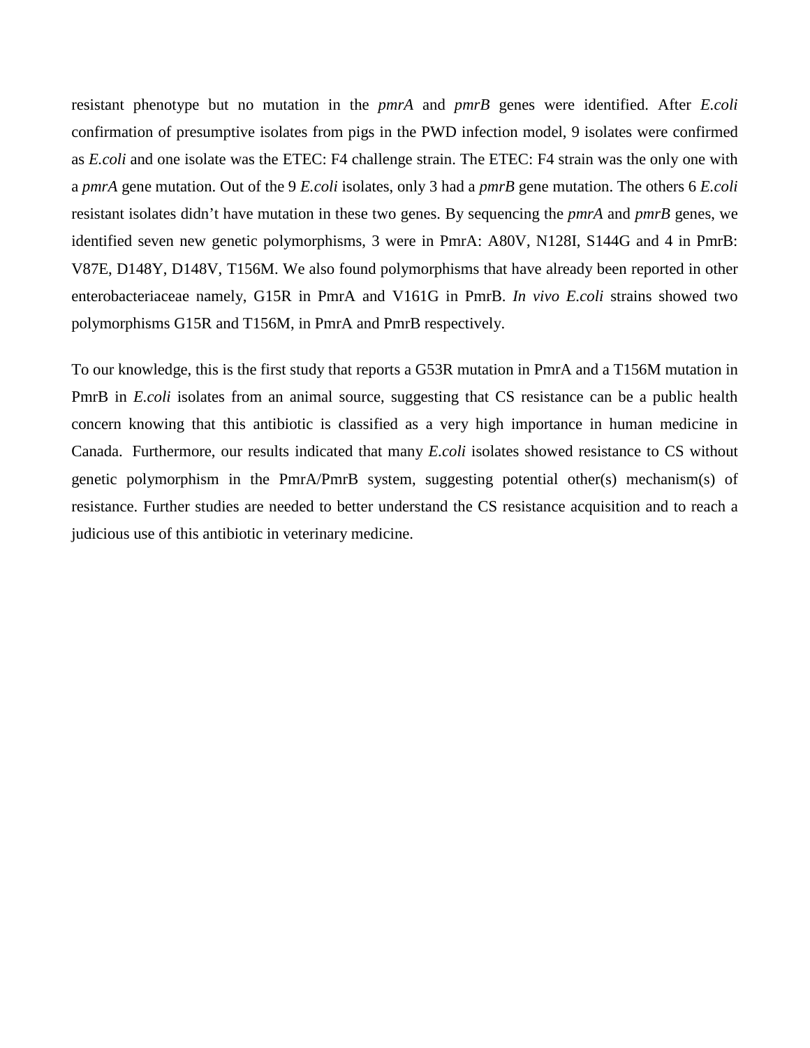resistant phenotype but no mutation in the *pmrA* and *pmrB* genes were identified. After *E.coli* confirmation of presumptive isolates from pigs in the PWD infection model, 9 isolates were confirmed as *E.coli* and one isolate was the ETEC: F4 challenge strain. The ETEC: F4 strain was the only one with a *pmrA* gene mutation. Out of the 9 *E.coli* isolates, only 3 had a *pmrB* gene mutation. The others 6 *E.coli* resistant isolates didn't have mutation in these two genes. By sequencing the *pmrA* and *pmrB* genes, we identified seven new genetic polymorphisms, 3 were in PmrA: A80V, N128I, S144G and 4 in PmrB: V87E, D148Y, D148V, T156M. We also found polymorphisms that have already been reported in other enterobacteriaceae namely, G15R in PmrA and V161G in PmrB. *In vivo E.coli* strains showed two polymorphisms G15R and T156M, in PmrA and PmrB respectively.

To our knowledge, this is the first study that reports a G53R mutation in PmrA and a T156M mutation in PmrB in *E.coli* isolates from an animal source, suggesting that CS resistance can be a public health concern knowing that this antibiotic is classified as a very high importance in human medicine in Canada. Furthermore, our results indicated that many *E.coli* isolates showed resistance to CS without genetic polymorphism in the PmrA/PmrB system, suggesting potential other(s) mechanism(s) of resistance. Further studies are needed to better understand the CS resistance acquisition and to reach a judicious use of this antibiotic in veterinary medicine.